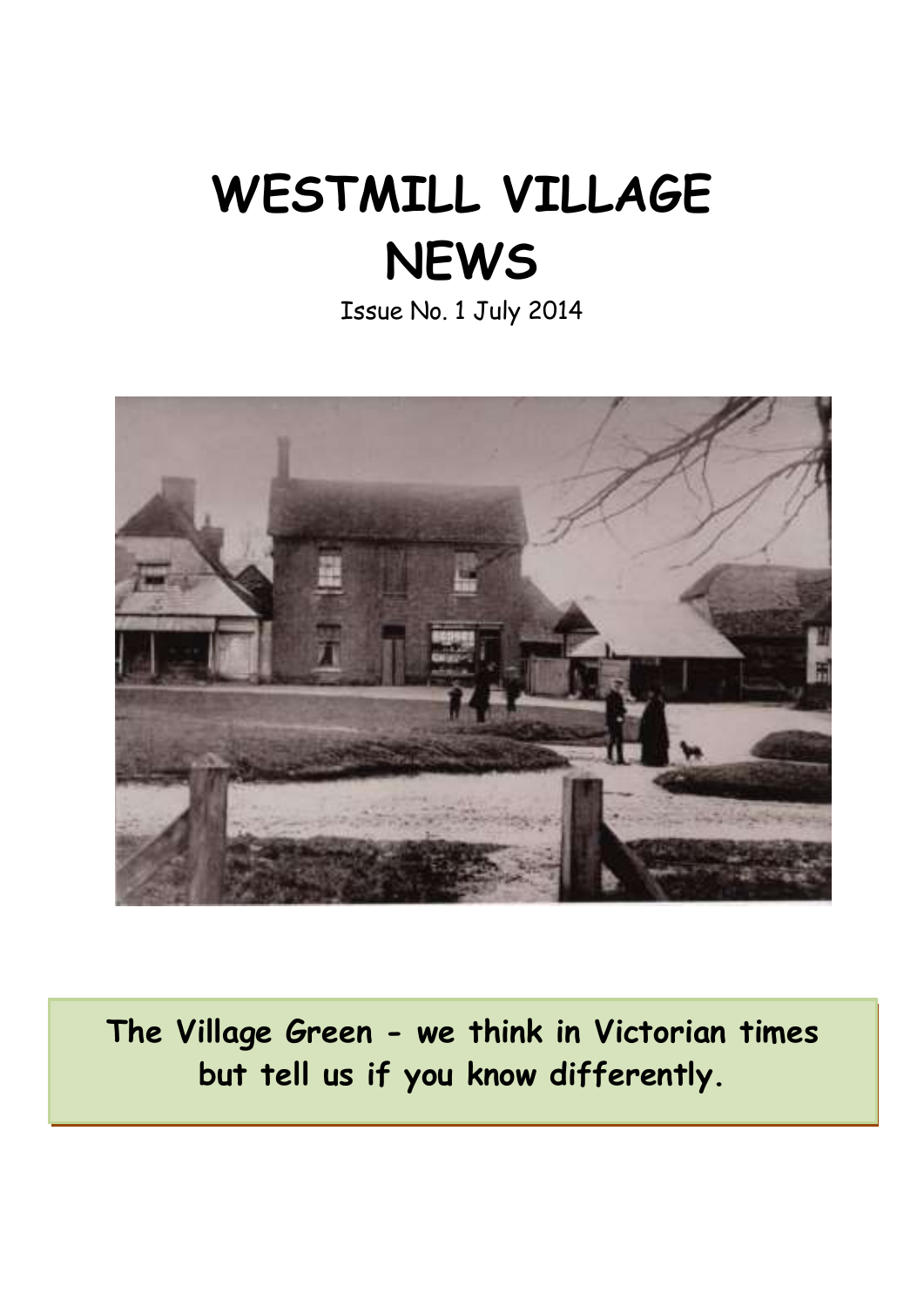# WESTMILL VILLAGE NEWS

Issue No. 1 July 2014

**The Village Green - we think in Victorian times but tell us if you know differently.**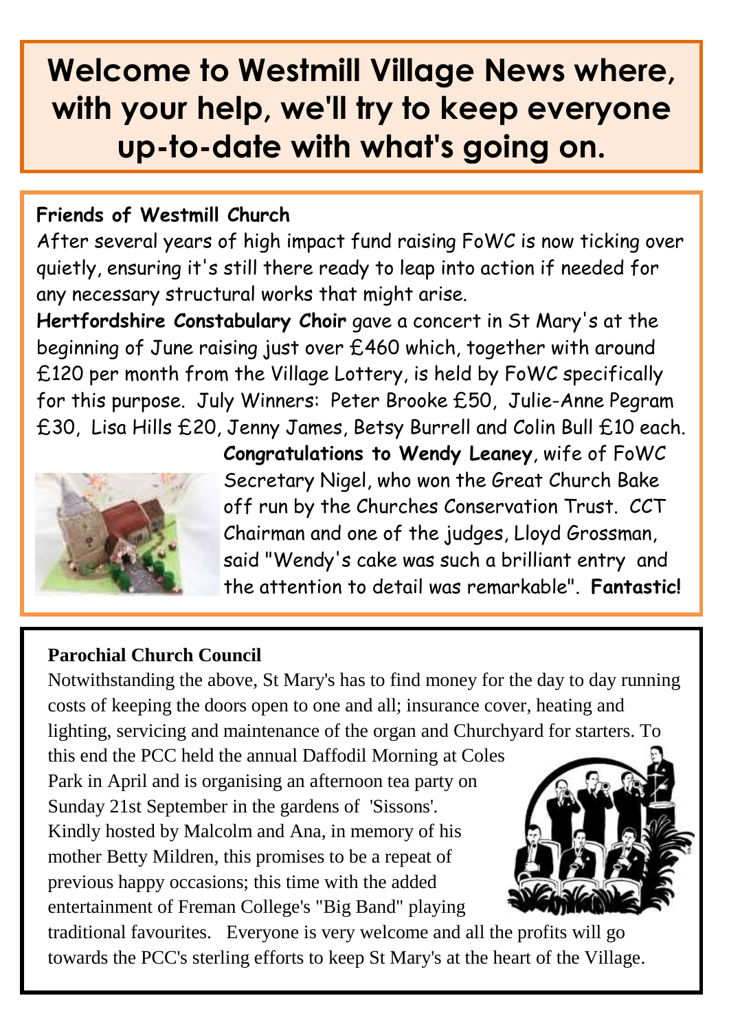# Welcome to Westmill Village News where, with your help, we'll try to keep everyone up-to-date with what's going on.

## Friends of Westmill Church

After several years of high impact fund raising FoWC is now ticking over quietly, ensuring it's still there ready to leap into action if needed for any necessary structural works that might arise.

**Hertfordshire Constabulary Choir** gave a concert in St Mary's at the beginning of June raising just over £460 which, together with around £120 per month from the Village Lottery, is held by FoWC specifically for this purpose. July Winners: Peter Brooke £50, Julie-Anne Pegram £30, Lisa Hills £20, Jenny James, Betsy Burrell and Colin Bull £10 each.

**Congratulations to Wendy Leaney**, wife of FoWC Secretary Nigel, who won the Great Church Bake off run by the Churches Conservation Trust. CCT Chairman and one of the judges, Lloyd Grossman, said "Wendy's cake was such a brilliant entry and the attention to detail was remarkable". **Fantastic!**

## Parochial Church Council

Notwithstanding the above, St Mary's has to find money for the day to day running costs of keeping the doors open to one and all; insurance cover, heating and lighting, servicing and maintenance of the organ and Churchyard for starters. To this end the PCC held the annual Daffodil Morning at Coles Park in April and is organising an afternoon tea party on Sunday 21st September in the gardens of 'Sissons'. Kindly hosted by Malcolm and Ana, in memory of his mother Betty Mildren, this promises to be a repeat of previous happy occasions; this time with the added entertainment of Freman College's "Big Band" playing traditional favourites. Everyone is very welcome and all the profits will go towards the PCC's sterling efforts to keep St Mary's at the heart of the Village.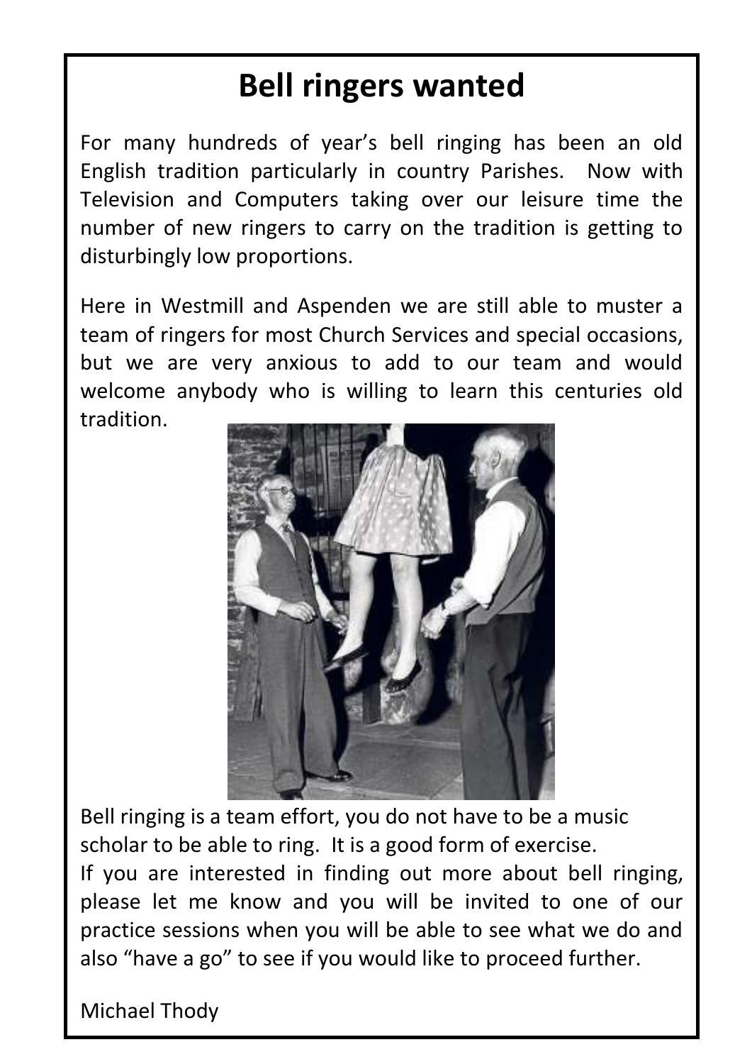# Bell ringers wanted

For many hundreds of year's bell ringing has been an old English tradition particularly in country Parishes. Now with Television and Computers taking over our leisure time the number of new ringers to carry on the tradition is getting to disturbingly low proportions.

Here in Westmill and Aspenden we are still able to muster a team of ringers for most Church Services and special occasions, but we are very anxious to add to our team and would welcome anybody who is willing to learn this centuries old tradition.

Bell ringing is a team effort, you do not have to be a music scholar to be able to ring. It is a good form of exercise.
If you are interested in finding out more about bell ringing, please let me know and you will be invited to one of our practice sessions when you will be able to see what we do and also "have a go" to see if you would like to proceed further.

Michael Thody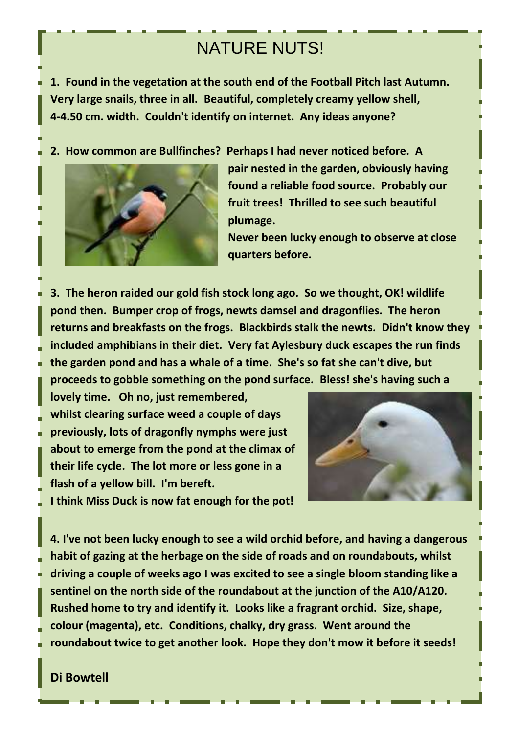# NATURE NUTS!

**1. Found in the vegetation at the south end of the Football Pitch last Autumn. Very large snails, three in all. Beautiful, completely creamy yellow shell, 4-4.50 cm. width. Couldn't identify on internet. Any ideas anyone?**

**2. How common are Bullfinches? Perhaps I had never noticed before. A pair nested in the garden, obviously having found a reliable food source. Probably our fruit trees! Thrilled to see such beautiful plumage.**
**Never been lucky enough to observe at close quarters before.**

**3. The heron raided our gold fish stock long ago. So we thought, OK! wildlife pond then. Bumper crop of frogs, newts damsel and dragonflies. The heron returns and breakfasts on the frogs. Blackbirds stalk the newts. Didn't know they included amphibians in their diet. Very fat Aylesbury duck escapes the run finds the garden pond and has a whale of a time. She's so fat she can't dive, but proceeds to gobble something on the pond surface. Bless! she's having such a lovely time. Oh no, just remembered, whilst clearing surface weed a couple of days previously, lots of dragonfly nymphs were just about to emerge from the pond at the climax of their life cycle. The lot more or less gone in a flash of a yellow bill. I'm bereft.**
**I think Miss Duck is now fat enough for the pot!**

**4. I've not been lucky enough to see a wild orchid before, and having a dangerous habit of gazing at the herbage on the side of roads and on roundabouts, whilst driving a couple of weeks ago I was excited to see a single bloom standing like a sentinel on the north side of the roundabout at the junction of the A10/A120. Rushed home to try and identify it. Looks like a fragrant orchid. Size, shape, colour (magenta), etc. Conditions, chalky, dry grass. Went around the roundabout twice to get another look. Hope they don't mow it before it seeds!**

**Di Bowtell**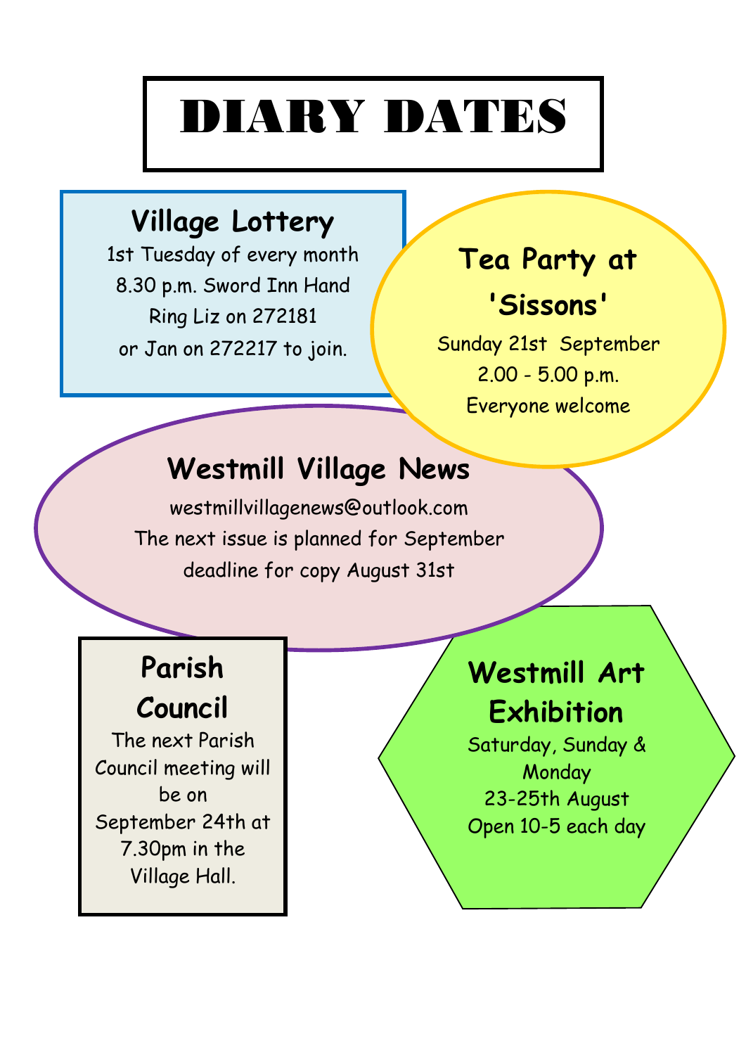# DIARY DATES

## Village Lottery

1st Tuesday of every month
8.30 p.m. Sword Inn Hand
Ring Liz on 272181
or Jan on 272217 to join.

## Tea Party at 'Sissons'

Sunday 21st September
2.00 - 5.00 p.m.
Everyone welcome

## Westmill Village News

westmillvillagenews@outlook.com
The next issue is planned for September
deadline for copy August 31st

## Parish Council

The next Parish Council meeting will be on September 24th at 7.30pm in the Village Hall.

## Westmill Art Exhibition

Saturday, Sunday & Monday
23-25th August
Open 10-5 each day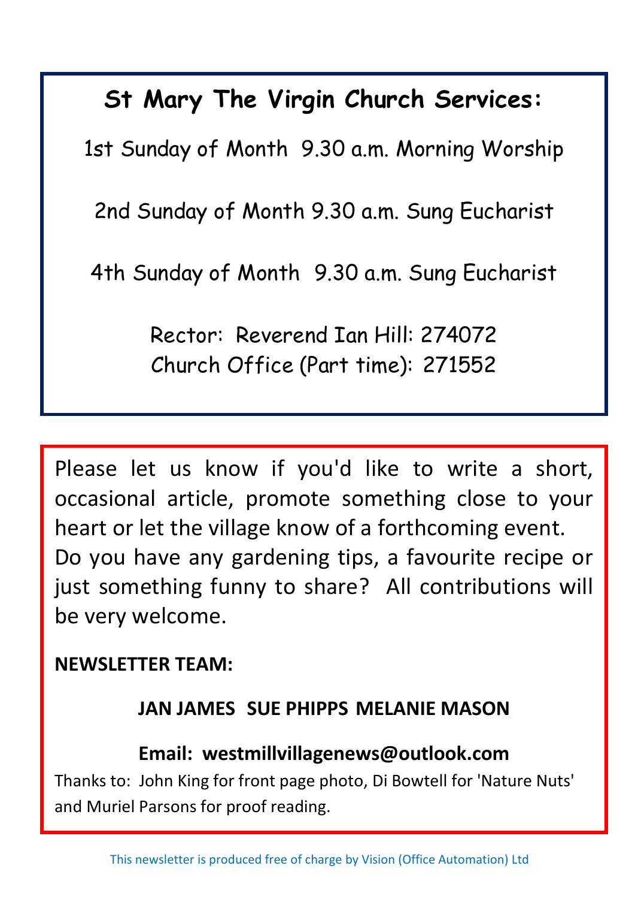## St Mary The Virgin Church Services:

1st Sunday of Month 9.30 a.m. Morning Worship

2nd Sunday of Month 9.30 a.m. Sung Eucharist

4th Sunday of Month 9.30 a.m. Sung Eucharist

Rector: Reverend Ian Hill: 274072
Church Office (Part time): 271552

Please let us know if you'd like to write a short, occasional article, promote something close to your heart or let the village know of a forthcoming event. Do you have any gardening tips, a favourite recipe or just something funny to share? All contributions will be very welcome.

**NEWSLETTER TEAM:**

**JAN JAMES SUE PHIPPS MELANIE MASON**

**Email: westmillvillagenews@outlook.com**

Thanks to: John King for front page photo, Di Bowtell for 'Nature Nuts' and Muriel Parsons for proof reading.

This newsletter is produced free of charge by Vision (Office Automation) Ltd